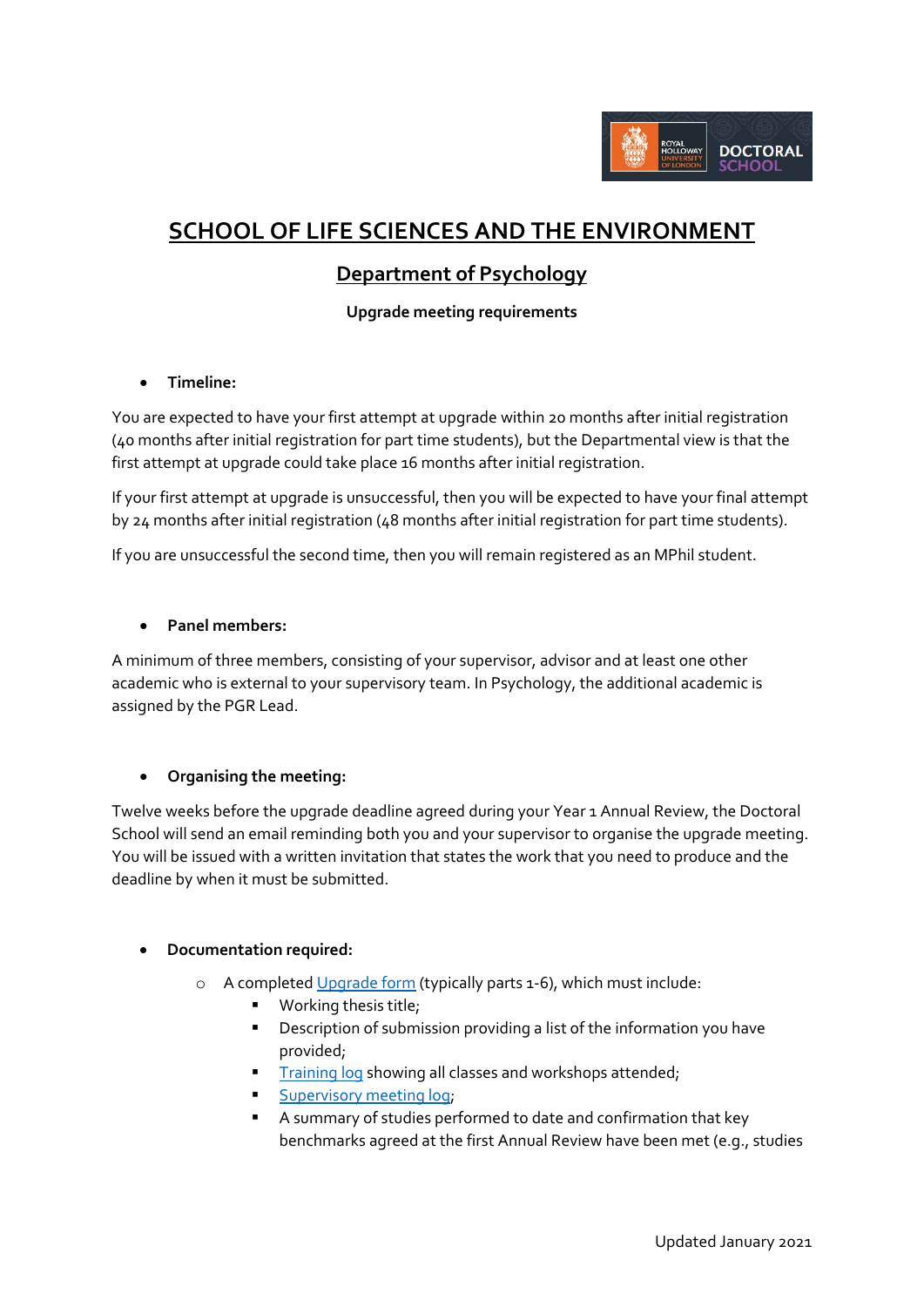# SCHOOL OF LIFE SCIENCES AND THE ENVIRONMENT

## Department of Psychology

**Upgrade meeting requirements**

- **Timeline:**

You are expected to have your first attempt at upgrade within 20 months after initial registration (40 months after initial registration for part time students), but the Departmental view is that the first attempt at upgrade could take place 16 months after initial registration.

If your first attempt at upgrade is unsuccessful, then you will be expected to have your final attempt by 24 months after initial registration (48 months after initial registration for part time students).

If you are unsuccessful the second time, then you will remain registered as an MPhil student.

- **Panel members:**

A minimum of three members, consisting of your supervisor, advisor and at least one other academic who is external to your supervisory team. In Psychology, the additional academic is assigned by the PGR Lead.

- **Organising the meeting:**

Twelve weeks before the upgrade deadline agreed during your Year 1 Annual Review, the Doctoral School will send an email reminding both you and your supervisor to organise the upgrade meeting. You will be issued with a written invitation that states the work that you need to produce and the deadline by when it must be submitted.

- **Documentation required:**
  - A completed Upgrade form (typically parts 1-6), which must include:
    - Working thesis title;
    - Description of submission providing a list of the information you have provided;
    - Training log showing all classes and workshops attended;
    - Supervisory meeting log;
    - A summary of studies performed to date and confirmation that key benchmarks agreed at the first Annual Review have been met (e.g., studies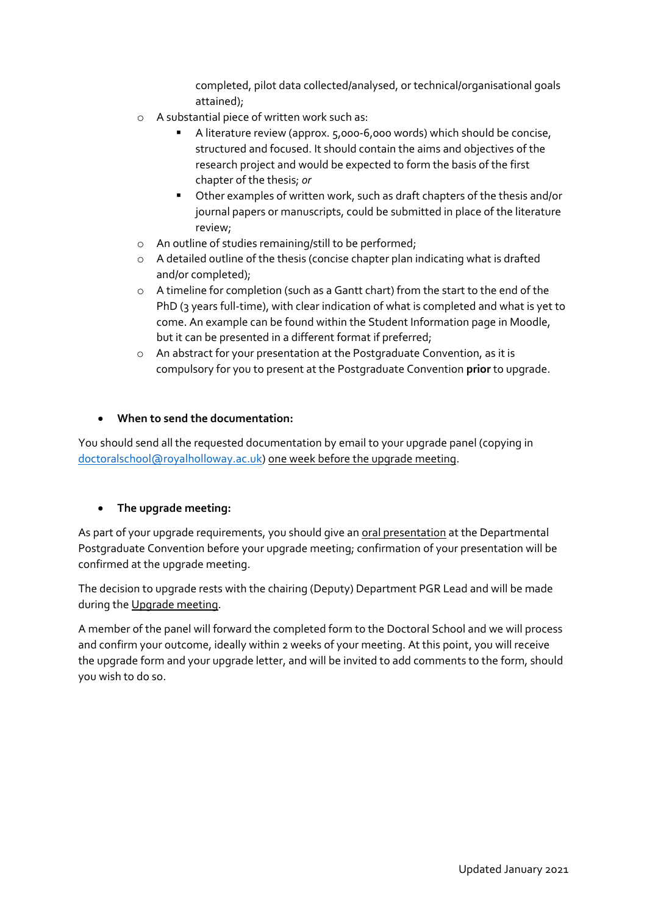completed, pilot data collected/analysed, or technical/organisational goals attained);

- A substantial piece of written work such as:
    - A literature review (approx. 5,000-6,000 words) which should be concise, structured and focused. It should contain the aims and objectives of the research project and would be expected to form the basis of the first chapter of the thesis; *or*
    - Other examples of written work, such as draft chapters of the thesis and/or journal papers or manuscripts, could be submitted in place of the literature review;
- An outline of studies remaining/still to be performed;
- A detailed outline of the thesis (concise chapter plan indicating what is drafted and/or completed);
- A timeline for completion (such as a Gantt chart) from the start to the end of the PhD (3 years full-time), with clear indication of what is completed and what is yet to come. An example can be found within the Student Information page in Moodle, but it can be presented in a different format if preferred;
- An abstract for your presentation at the Postgraduate Convention, as it is compulsory for you to present at the Postgraduate Convention **prior** to upgrade.

- **When to send the documentation:**

You should send all the requested documentation by email to your upgrade panel (copying in doctoralschool@royalholloway.ac.uk) one week before the upgrade meeting.

- **The upgrade meeting:**

As part of your upgrade requirements, you should give an oral presentation at the Departmental Postgraduate Convention before your upgrade meeting; confirmation of your presentation will be confirmed at the upgrade meeting.

The decision to upgrade rests with the chairing (Deputy) Department PGR Lead and will be made during the Upgrade meeting.

A member of the panel will forward the completed form to the Doctoral School and we will process and confirm your outcome, ideally within 2 weeks of your meeting. At this point, you will receive the upgrade form and your upgrade letter, and will be invited to add comments to the form, should you wish to do so.

Updated January 2021